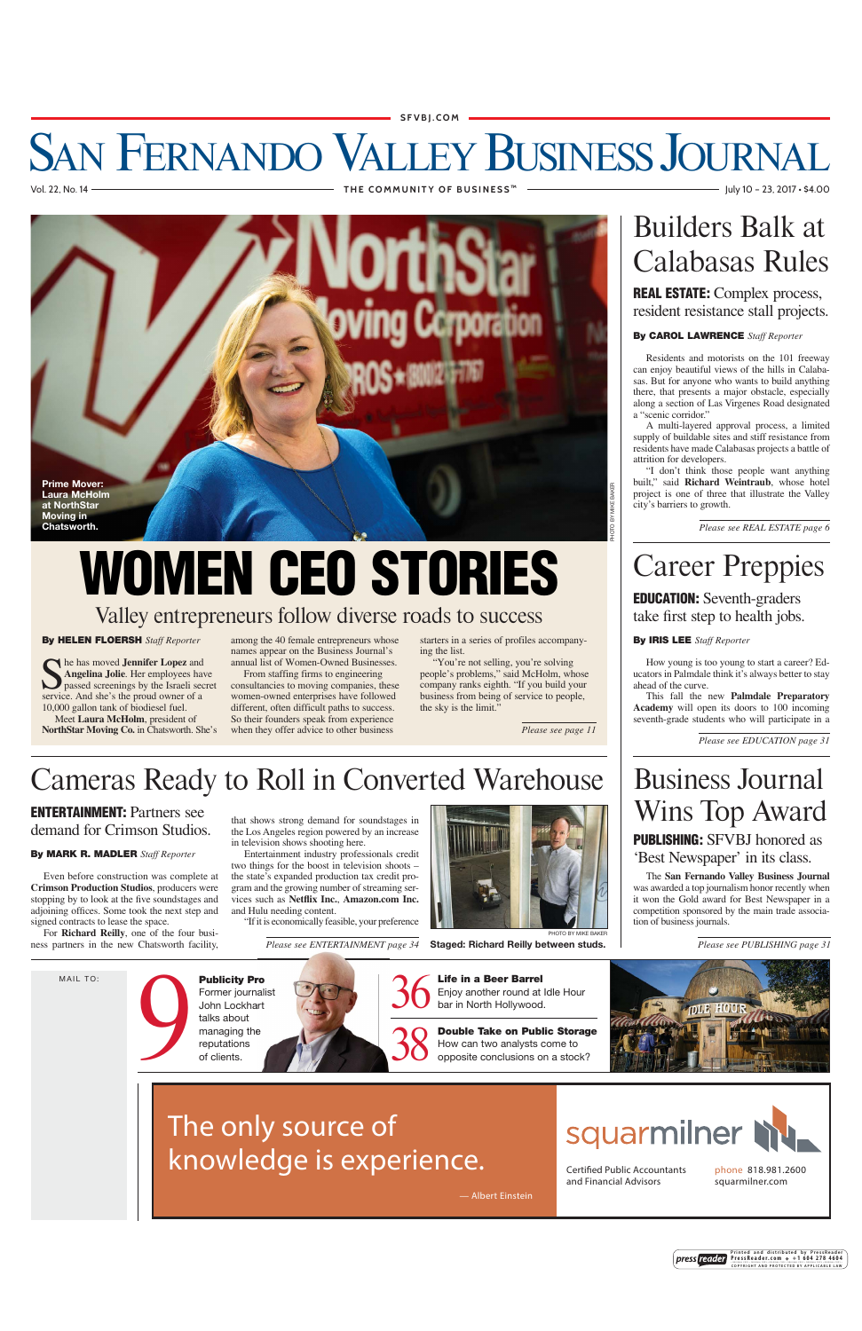SFVBJ.COM

# San Fernando Valley Business Journal

Vol. 22, No. 14 — THE COMMUNITY OF BUSINESS™ — July 10 – 23, 2017 • $4.00

Prime Mover: Laura McHolm at NorthStar Moving in Chatsworth.

PHOTO BY MIKE BAKER

## WOMEN CEO STORIES

### Valley entrepreneurs follow diverse roads to success

**By HELEN FLOERSH** *Staff Reporter*

She has moved **Jennifer Lopez** and **Angelina Jolie**. Her employees have passed screenings by the Israeli secret service. And she's the proud owner of a 10,000 gallon tank of biodiesel fuel.

Meet **Laura McHolm**, president of **NorthStar Moving Co.** in Chatsworth. She's among the 40 female entrepreneurs whose names appear on the Business Journal's annual list of Women-Owned Businesses.

From staffing firms to engineering consultancies to moving companies, these women-owned enterprises have followed different, often difficult paths to success. So their founders speak from experience when they offer advice to other business starters in a series of profiles accompanying the list.

"You're not selling, you're solving people's problems," said McHolm, whose company ranks eighth. "If you build your business from being of service to people, the sky is the limit."

*Please see page 11*

## Builders Balk at Calabasas Rules

**REAL ESTATE:** Complex process, resident resistance stall projects.

**By CAROL LAWRENCE** *Staff Reporter*

Residents and motorists on the 101 freeway can enjoy beautiful views of the hills in Calabasas. But for anyone who wants to build anything there, that presents a major obstacle, especially along a section of Las Virgenes Road designated a "scenic corridor."

A multi-layered approval process, a limited supply of buildable sites and stiff resistance from residents have made Calabasas projects a battle of attrition for developers.

"I don't think those people want anything built," said **Richard Weintraub**, whose hotel project is one of three that illustrate the Valley city's barriers to growth.

*Please see REAL ESTATE page 6*

## Career Preppies

**EDUCATION:** Seventh-graders take first step to health jobs.

**By IRIS LEE** *Staff Reporter*

How young is too young to start a career? Educators in Palmdale think it's always better to stay ahead of the curve.

This fall the new **Palmdale Preparatory Academy** will open its doors to 100 incoming seventh-grade students who will participate in a

*Please see EDUCATION page 31*

## Cameras Ready to Roll in Converted Warehouse

**ENTERTAINMENT:** Partners see demand for Crimson Studios.

**By MARK R. MADLER** *Staff Reporter*

Even before construction was complete at **Crimson Production Studios**, producers were stopping by to look at the five soundstages and adjoining offices. Some took the next step and signed contracts to lease the space.

For **Richard Reilly**, one of the four business partners in the new Chatsworth facility, that shows strong demand for soundstages in the Los Angeles region powered by an increase in television shows shooting here.

Entertainment industry professionals credit two things for the boost in television shoots – the state's expanded production tax credit program and the growing number of streaming services such as **Netflix Inc.**, **Amazon.com Inc.** and Hulu needing content.

"If it is economically feasible, your preference

*Please see ENTERTAINMENT page 34*

PHOTO BY MIKE BAKER

Staged: Richard Reilly between studs.

## Business Journal Wins Top Award

**PUBLISHING:** SFVBJ honored as 'Best Newspaper' in its class.

The **San Fernando Valley Business Journal** was awarded a top journalism honor recently when it won the Gold award for Best Newspaper in a competition sponsored by the main trade association of business journals.

*Please see PUBLISHING page 31*

MAIL TO:

**9** — **Publicity Pro** Former journalist John Lockhart talks about managing the reputations of clients.

**36** — **Life in a Beer Barrel** Enjoy another round at Idle Hour bar in North Hollywood.

**38** — **Double Take on Public Storage** How can two analysts come to opposite conclusions on a stock?

The only source of knowledge is experience.

— Albert Einstein

squarmilner — Certified Public Accountants and Financial Advisors — phone 818.981.2600 — squarmilner.com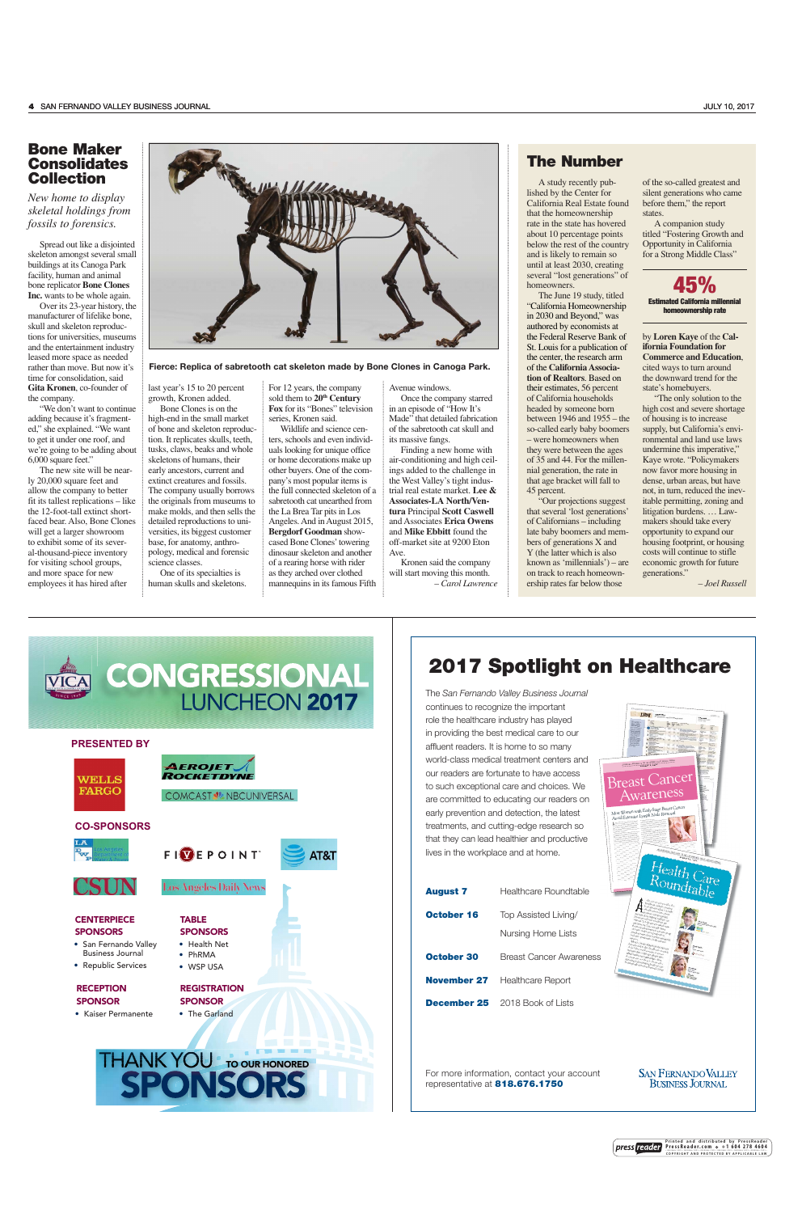## Bone Maker Consolidates Collection

*New home to display skeletal holdings from fossils to forensics.*

Spread out like a disjointed skeleton amongst several small buildings at its Canoga Park facility, human and animal bone replicator **Bone Clones Inc.** wants to be whole again.

Over its 23-year history, the manufacturer of lifelike bone, skull and skeleton reproductions for universities, museums and the entertainment industry leased more space as needed rather than move. But now it's time for consolidation, said **Gita Kronen**, co-founder of the company.

"We don't want to continue adding because it's fragmented," she explained. "We want to get it under one roof, and we're going to be adding about 6,000 square feet."

The new site will be nearly 20,000 square feet and allow the company to better fit its tallest replications – like the 12-foot-tall extinct short-faced bear. Also, Bone Clones will get a larger showroom to exhibit some of its several-thousand-piece inventory for visiting school groups, and more space for new employees it has hired after last year's 15 to 20 percent growth, Kronen added.

Bone Clones is on the high-end in the small market of bone and skeleton reproduction. It replicates skulls, teeth, tusks, claws, beaks and whole skeletons of humans, their early ancestors, current and extinct creatures and fossils. The company usually borrows the originals from museums to make molds, and then sells the detailed reproductions to universities, its biggest customer base, for anatomy, anthropology, medical and forensic science classes.

One of its specialties is human skulls and skeletons. For 12 years, the company sold them to **20th Century Fox** for its "Bones" television series, Kronen said.

Wildlife and science centers, schools and even individuals looking for unique office or home decorations make up other buyers. One of the company's most popular items is the full connected skeleton of a sabretooth cat unearthed from the La Brea Tar pits in Los Angeles. And in August 2015, **Bergdorf Goodman** showcased Bone Clones' towering dinosaur skeleton and another of a rearing horse with rider as they arched over clothed mannequins in its famous Fifth Avenue windows.

Once the company starred in an episode of "How It's Made" that detailed fabrication of the sabretooth cat skull and its massive fangs.

Finding a new home with air-conditioning and high ceilings added to the challenge in the West Valley's tight industrial real estate market. **Lee & Associates-LA North/Ventura** Principal **Scott Caswell** and Associates **Erica Owens** and **Mike Ebbitt** found the off-market site at 9200 Eton Ave.

Kronen said the company will start moving this month.

*– Carol Lawrence*

Fierce: Replica of sabretooth cat skeleton made by Bone Clones in Canoga Park.

## The Number

A study recently published by the Center for California Real Estate found that the homeownership rate in the state has hovered about 10 percentage points below the rest of the country and is likely to remain so until at least 2030, creating several "lost generations" of homeowners.

The June 19 study, titled "California Homeownership in 2030 and Beyond," was authored by economists at the Federal Reserve Bank of St. Louis for a publication of the center, the research arm of the **California Association of Realtors**. Based on their estimates, 56 percent of California households headed by someone born between 1946 and 1955 – the so-called early baby boomers – were homeowners when they were between the ages of 35 and 44. For the millennial generation, the rate in that age bracket will fall to 45 percent.

"Our projections suggest that several 'lost generations' of Californians – including late baby boomers and members of generations X and Y (the latter which is also known as 'millennials') – are on track to reach homeownership rates far below those of the so-called greatest and silent generations who came before them," the report states.

A companion study titled "Fostering Growth and Opportunity in California for a Strong Middle Class"

**45%**

**Estimated California millennial homeownership rate**

by **Loren Kaye** of the **California Foundation for Commerce and Education**, cited ways to turn around the downward trend for the state's homebuyers.

"The only solution to the high cost and severe shortage of housing is to increase supply, but California's environmental and land use laws undermine this imperative," Kaye wrote. "Policymakers now favor more housing in dense, urban areas, but have not, in turn, reduced the inevitable permitting, zoning and litigation burdens. … Lawmakers should take every opportunity to expand our housing footprint, or housing costs will continue to stifle economic growth for future generations."

*– Joel Russell*

---

VICA

# CONGRESSIONAL LUNCHEON 2017

**PRESENTED BY**

Wells Fargo
Aerojet Rocketdyne
Comcast NBCUniversal

**CO-SPONSORS**

LA Department of Water & Power
Fivepoint
AT&T
CSUN
Los Angeles Daily News

**CENTERPIECE SPONSORS**

- San Fernando Valley Business Journal
- Republic Services

**TABLE SPONSORS**

- Health Net
- PhRMA
- WSP USA

**RECEPTION SPONSOR**

- Kaiser Permanente

**REGISTRATION SPONSOR**

- The Garland

THANK YOU TO OUR HONORED SPONSORS

---

## 2017 Spotlight on Healthcare

The *San Fernando Valley Business Journal* continues to recognize the important role the healthcare industry has played in providing the best medical care to our affluent readers. It is home to so many world-class medical treatment centers and our readers are fortunate to have such access to such exceptional care and choices. We are committed to educating our readers on early prevention and detection, the latest treatments, and cutting-edge research so that they can lead healthier and productive lives in the workplace and at home.

| | |
|---|---|
| **August 7** | Healthcare Roundtable |
| **October 16** | Top Assisted Living/ Nursing Home Lists |
| **October 30** | Breast Cancer Awareness |
| **November 27** | Healthcare Report |
| **December 25** | 2018 Book of Lists |

For more information, contact your account representative at **818.676.1750**

San Fernando Valley Business Journal